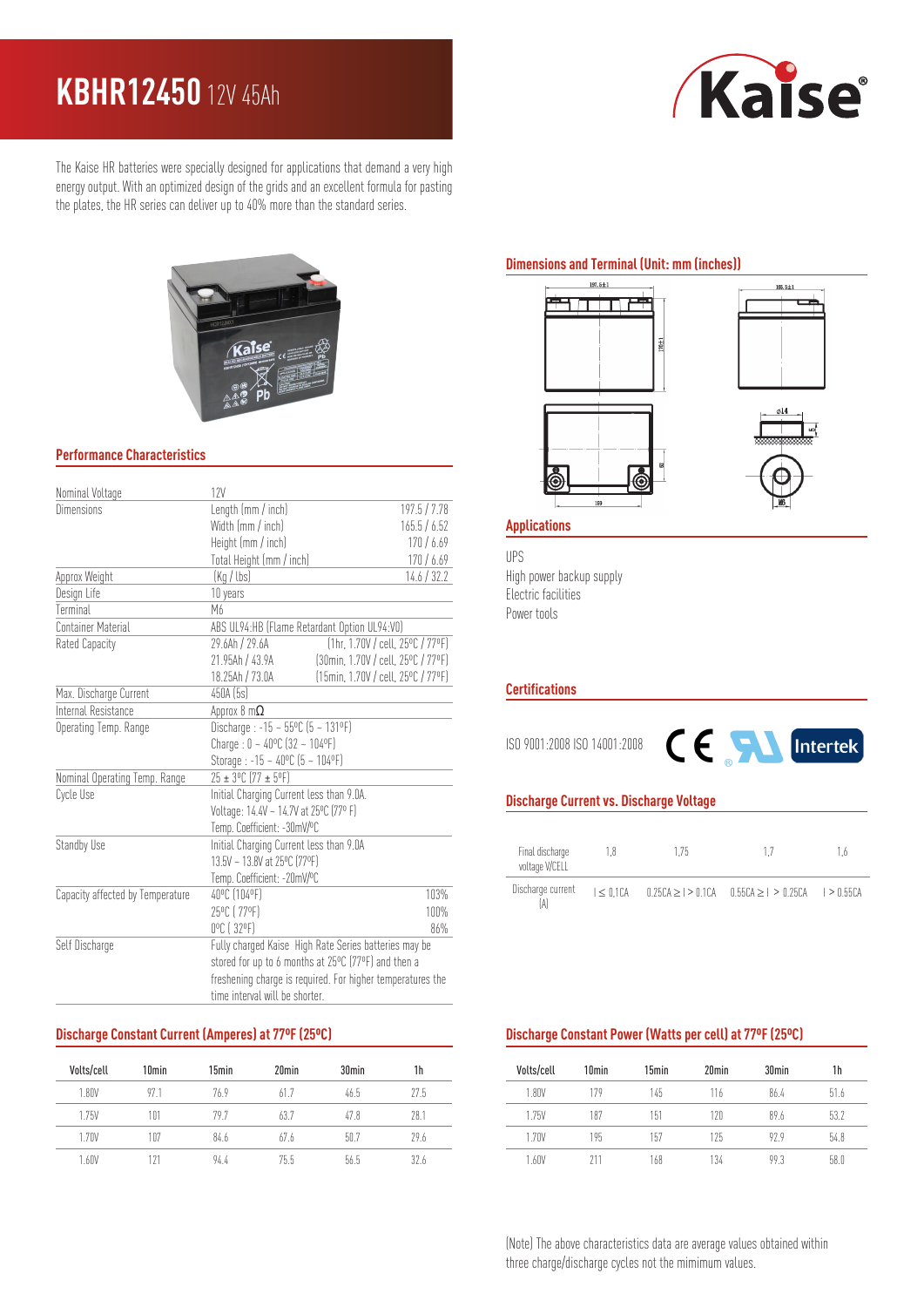# KBHR12450 12V 45Ah

Kaise®

The Kaise HR batteries were specially designed for applications that demand a very high energy output. With an optimized design of the grids and an excellent formula for pasting the plates, the HR series can deliver up to 40% more than the standard series.

## Performance Characteristics

| | | |
|---|---|---|
| Nominal Voltage | 12V | |
| Dimensions | Length (mm / inch) | 197.5 / 7.78 |
| | Width (mm / inch) | 165.5 / 6.52 |
| | Height (mm / inch) | 170 / 6.69 |
| | Total Height (mm / inch) | 170 / 6.69 |
| Approx Weight | (Kg / lbs) | 14.6 / 32.2 |
| Design Life | 10 years | |
| Terminal | M6 | |
| Container Material | ABS UL94:HB (Flame Retardant Option UL94:V0) | |
| Rated Capacity | 29.6Ah / 29.6A | (1hr, 1.70V / cell, 25ºC / 77ºF) |
| | 21.95Ah / 43.9A | (30min, 1.70V / cell, 25ºC / 77ºF) |
| | 18.25Ah / 73.0A | (15min, 1.70V / cell, 25ºC / 77ºF) |
| Max. Discharge Current | 450A (5s) | |
| Internal Resistance | Approx 8 mΩ | |
| Operating Temp. Range | Discharge : -15 – 55ºC (5 – 131ºF) | |
| | Charge : 0 – 40ºC (32 – 104ºF) | |
| | Storage : -15 – 40ºC (5 – 104ºF) | |
| Nominal Operating Temp. Range | 25 ± 3ºC (77 ± 5ºF) | |
| Cycle Use | Initial Charging Current less than 9.0A. | |
| | Voltage: 14.4V – 14.7V at 25ºC (77º F) | |
| | Temp. Coefficient: -30mV/ºC | |
| Standby Use | Initial Charging Current less than 9.0A | |
| | 13.5V – 13.8V at 25ºC (77ºF) | |
| | Temp. Coefficient: -20mV/ºC | |
| Capacity affected by Temperature | 40ºC (104ºF) | 103% |
| | 25ºC ( 77ºF) | 100% |
| | 0ºC ( 32ºF) | 86% |
| Self Discharge | Fully charged Kaise High Rate Series batteries may be stored for up to 6 months at 25ºC (77ºF) and then a freshening charge is required. For higher temperatures the time interval will be shorter. | |

## Dimensions and Terminal (Unit: mm (inches))

197.5±1, 165.5±1, 170±1, 159, ø14

## Applications

UPS
High power backup supply
Electric facilities
Power tools

## Certifications

ISO 9001:2008 ISO 14001:2008

CE, UR, Intertek

## Discharge Current vs. Discharge Voltage

| Final discharge voltage V/CELL | 1,8 | 1,75 | 1,7 | 1,6 |
|---|---|---|---|---|
| Discharge current (A) | I ≤ 0,1CA | 0.25CA ≥ I > 0.1CA | 0.55CA ≥ I > 0.25CA | I > 0.55CA |

## Discharge Constant Current (Amperes) at 77ºF (25ºC)

| Volts/cell | 10min | 15min | 20min | 30min | 1h |
|---|---|---|---|---|---|
| 1.80V | 97.1 | 76.9 | 61.7 | 46.5 | 27.5 |
| 1.75V | 101 | 79.7 | 63.7 | 47.8 | 28.1 |
| 1.70V | 107 | 84.6 | 67.6 | 50.7 | 29.6 |
| 1.60V | 121 | 94.4 | 75.5 | 56.5 | 32.6 |

## Discharge Constant Power (Watts per cell) at 77ºF (25ºC)

| Volts/cell | 10min | 15min | 20min | 30min | 1h |
|---|---|---|---|---|---|
| 1.80V | 179 | 145 | 116 | 86.4 | 51.6 |
| 1.75V | 187 | 151 | 120 | 89.6 | 53.2 |
| 1.70V | 195 | 157 | 125 | 92.9 | 54.8 |
| 1.60V | 211 | 168 | 134 | 99.3 | 58.0 |

(Note) The above characteristics data are average values obtained within three charge/discharge cycles not the mimimum values.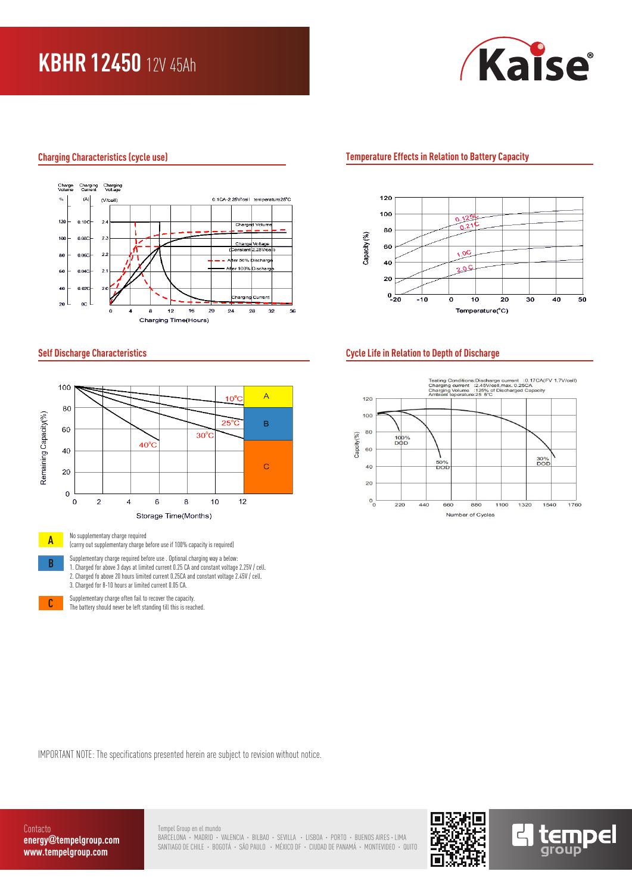# KBHR 12450 12V 45Ah

## Charging Characteristics (cycle use)

Charge Volume
Charging Current
Charging Voltage
%
(A)
(V/cell)
0.1CA-2.25V/cell temperature25°C
120
100
80
60
40
20
0.10C
0.08C
0.06C
0.04C
0.02C
0C
2.4
2.3
2.2
2.1
2.0
Charged Volume
Charge Voltage (Constant 2.25V/cell)
After 50% Discharge
After 100% Discharge
Charging Current
0 4 8 12 16 20 24 28 32 36
Charging Time(Hours)

## Temperature Effects in Relation to Battery Capacity

Capacity (%)
120
100
80
60
40
20
0
0.125C
0.21C
1.0C
2.0C
-20 -10 0 10 20 30 40 50
Temperature(°C)

## Self Discharge Characteristics

Remaining Capacity(%)
100
80
60
40
20
0
10°C
25°C
30°C
40°C
A
B
C
0 2 4 6 8 10 12
Storage Time(Months)

**A** No supplementary charge required
(carry out supplementary charge before use if 100% capacity is required)

**B** Supplementary charge required before use . Optional charging way a below:
1. Charged for above 3 days at limited current 0.25 CA and constant voltage 2.25V / cell.
2. Charged fo above 20 hours limited current 0.25CA and constant voltage 2.45V / cell.
3. Charged for 8-10 hours ar limited current 0.05 CA.

**C** Supplementary charge often fail to recover the capacity.
The battery should never be left standing till this is reached.

## Cycle Life in Relation to Depth of Discharge

Testing Conditions:Discharge current :0.17CA(FV 1.7V/cell)
Charging current :2.45V/cell,max. 0.25CA
Charging Volume :125% of Discharged Capacity
Ambient teperature:25 5°C

Capacity(%)
120
100
80
60
40
20
0
100% DOD
50% DOD
30% DOD
0 220 440 660 880 1100 1320 1540 1760
Number of Cycles

IMPORTANT NOTE: The specifications presented herein are subject to revision without notice.

Contacto
**energy@tempelgroup.com**
**www.tempelgroup.com**

Tempel Group en el mundo
BARCELONA · MADRID · VALENCIA · BILBAO · SEVILLA · LISBOA · PORTO · BUENOS AIRES · LIMA
SANTIAGO DE CHILE · BOGOTÁ · SÃO PAULO · MÉXICO DF · CIUDAD DE PANAMÁ · MONTEVIDEO · QUITO